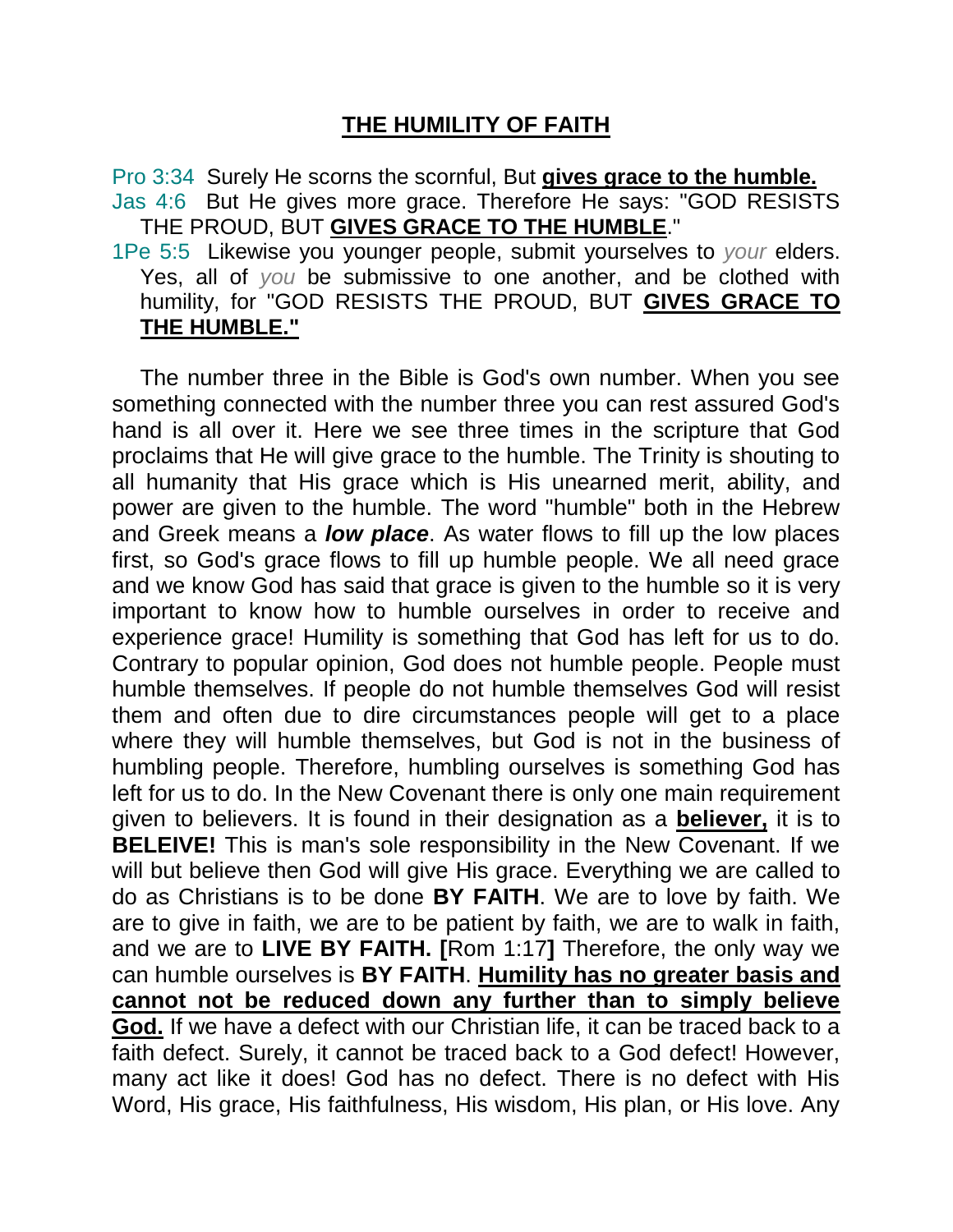# **THE HUMILITY OF FAITH**

Pro 3:34 Surely He scorns the scornful, But **gives grace to the humble.**

Jas 4:6 But He gives more grace. Therefore He says: "GOD RESISTS THE PROUD, BUT **GIVES GRACE TO THE HUMBLE**."

1Pe 5:5 Likewise you younger people, submit yourselves to *your* elders. Yes, all of *you* be submissive to one another, and be clothed with humility, for "GOD RESISTS THE PROUD, BUT **GIVES GRACE TO THE HUMBLE."**

The number three in the Bible is God's own number. When you see something connected with the number three you can rest assured God's hand is all over it. Here we see three times in the scripture that God proclaims that He will give grace to the humble. The Trinity is shouting to all humanity that His grace which is His unearned merit, ability, and power are given to the humble. The word "humble" both in the Hebrew and Greek means a ***low place***. As water flows to fill up the low places first, so God's grace flows to fill up humble people. We all need grace and we know God has said that grace is given to the humble so it is very important to know how to humble ourselves in order to receive and experience grace! Humility is something that God has left for us to do. Contrary to popular opinion, God does not humble people. People must humble themselves. If people do not humble themselves God will resist them and often due to dire circumstances people will get to a place where they will humble themselves, but God is not in the business of humbling people. Therefore, humbling ourselves is something God has left for us to do. In the New Covenant there is only one main requirement given to believers. It is found in their designation as a **believer,** it is to **BELEIVE!** This is man's sole responsibility in the New Covenant. If we will but believe then God will give His grace. Everything we are called to do as Christians is to be done **BY FAITH**. We are to love by faith. We are to give in faith, we are to be patient by faith, we are to walk in faith, and we are to **LIVE BY FAITH. [**Rom 1:17**]** Therefore, the only way we can humble ourselves is **BY FAITH**. **Humility has no greater basis and cannot not be reduced down any further than to simply believe God.** If we have a defect with our Christian life, it can be traced back to a faith defect. Surely, it cannot be traced back to a God defect! However, many act like it does! God has no defect. There is no defect with His Word, His grace, His faithfulness, His wisdom, His plan, or His love. Any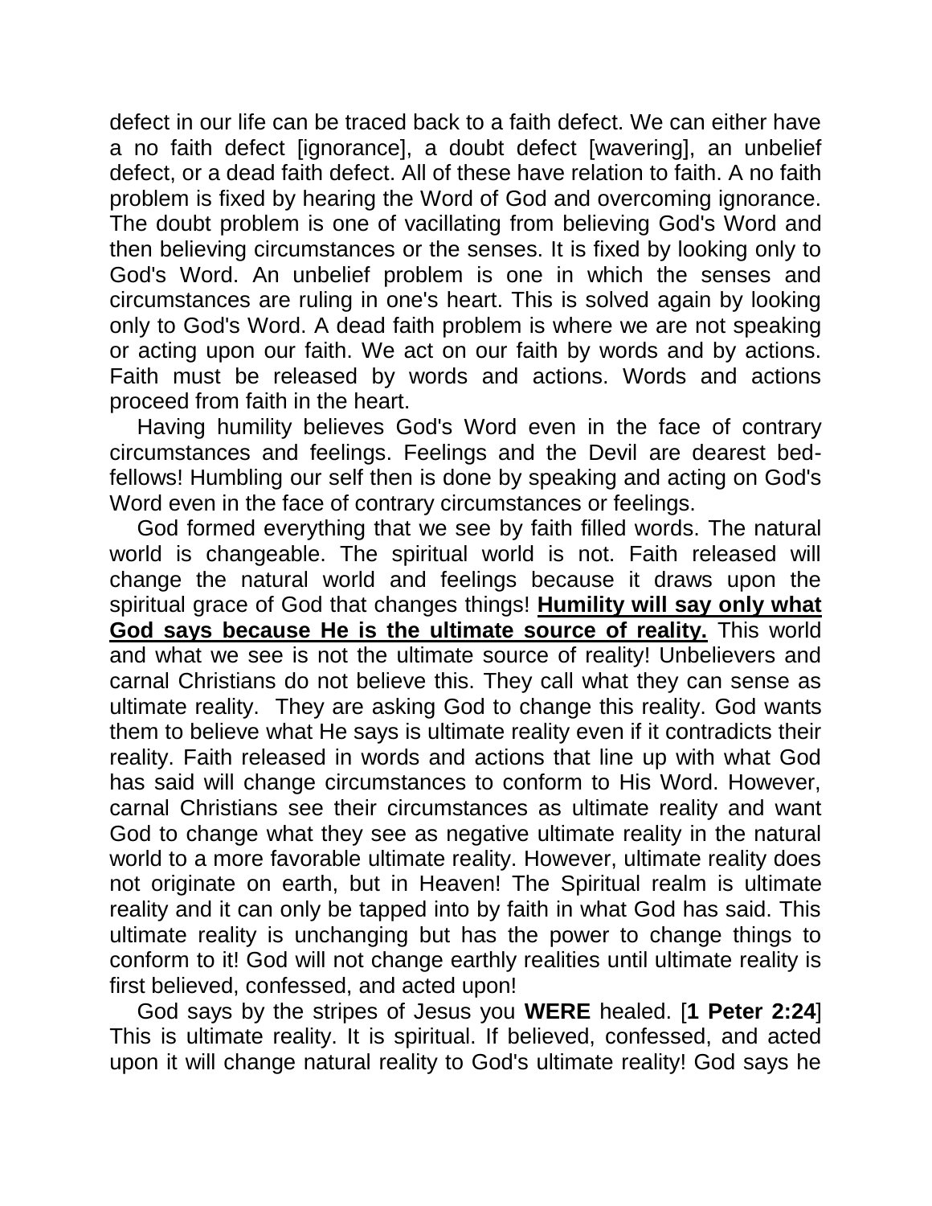defect in our life can be traced back to a faith defect. We can either have a no faith defect [ignorance], a doubt defect [wavering], an unbelief defect, or a dead faith defect. All of these have relation to faith. A no faith problem is fixed by hearing the Word of God and overcoming ignorance. The doubt problem is one of vacillating from believing God's Word and then believing circumstances or the senses. It is fixed by looking only to God's Word. An unbelief problem is one in which the senses and circumstances are ruling in one's heart. This is solved again by looking only to God's Word. A dead faith problem is where we are not speaking or acting upon our faith. We act on our faith by words and by actions. Faith must be released by words and actions. Words and actions proceed from faith in the heart.

Having humility believes God's Word even in the face of contrary circumstances and feelings. Feelings and the Devil are dearest bed-fellows! Humbling our self then is done by speaking and acting on God's Word even in the face of contrary circumstances or feelings.

God formed everything that we see by faith filled words. The natural world is changeable. The spiritual world is not. Faith released will change the natural world and feelings because it draws upon the spiritual grace of God that changes things! **<u>Humility will say only what God says because He is the ultimate source of reality.</u>** This world and what we see is not the ultimate source of reality! Unbelievers and carnal Christians do not believe this. They call what they can sense as ultimate reality. They are asking God to change this reality. God wants them to believe what He says is ultimate reality even if it contradicts their reality. Faith released in words and actions that line up with what God has said will change circumstances to conform to His Word. However, carnal Christians see their circumstances as ultimate reality and want God to change what they see as negative ultimate reality in the natural world to a more favorable ultimate reality. However, ultimate reality does not originate on earth, but in Heaven! The Spiritual realm is ultimate reality and it can only be tapped into by faith in what God has said. This ultimate reality is unchanging but has the power to change things to conform to it! God will not change earthly realities until ultimate reality is first believed, confessed, and acted upon!

God says by the stripes of Jesus you **WERE** healed. [**1 Peter 2:24**] This is ultimate reality. It is spiritual. If believed, confessed, and acted upon it will change natural reality to God's ultimate reality! God says he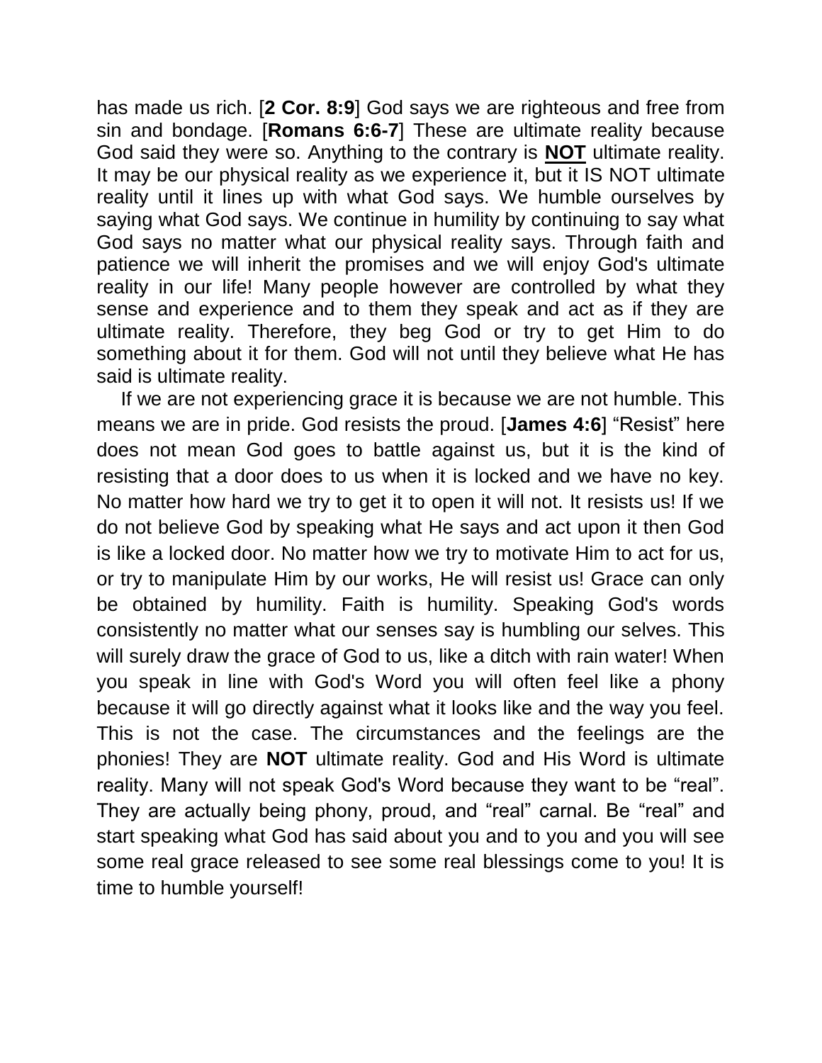has made us rich. [**2 Cor. 8:9**] God says we are righteous and free from sin and bondage. [**Romans 6:6-7**] These are ultimate reality because God said they were so. Anything to the contrary is **<u>NOT</u>** ultimate reality. It may be our physical reality as we experience it, but it IS NOT ultimate reality until it lines up with what God says. We humble ourselves by saying what God says. We continue in humility by continuing to say what God says no matter what our physical reality says. Through faith and patience we will inherit the promises and we will enjoy God's ultimate reality in our life! Many people however are controlled by what they sense and experience and to them they speak and act as if they are ultimate reality. Therefore, they beg God or try to get Him to do something about it for them. God will not until they believe what He has said is ultimate reality.

If we are not experiencing grace it is because we are not humble. This means we are in pride. God resists the proud. [**James 4:6**] "Resist" here does not mean God goes to battle against us, but it is the kind of resisting that a door does to us when it is locked and we have no key. No matter how hard we try to get it to open it will not. It resists us! If we do not believe God by speaking what He says and act upon it then God is like a locked door. No matter how we try to motivate Him to act for us, or try to manipulate Him by our works, He will resist us! Grace can only be obtained by humility. Faith is humility. Speaking God's words consistently no matter what our senses say is humbling our selves. This will surely draw the grace of God to us, like a ditch with rain water! When you speak in line with God's Word you will often feel like a phony because it will go directly against what it looks like and the way you feel. This is not the case. The circumstances and the feelings are the phonies! They are **NOT** ultimate reality. God and His Word is ultimate reality. Many will not speak God's Word because they want to be "real". They are actually being phony, proud, and "real" carnal. Be "real" and start speaking what God has said about you and to you and you will see some real grace released to see some real blessings come to you! It is time to humble yourself!